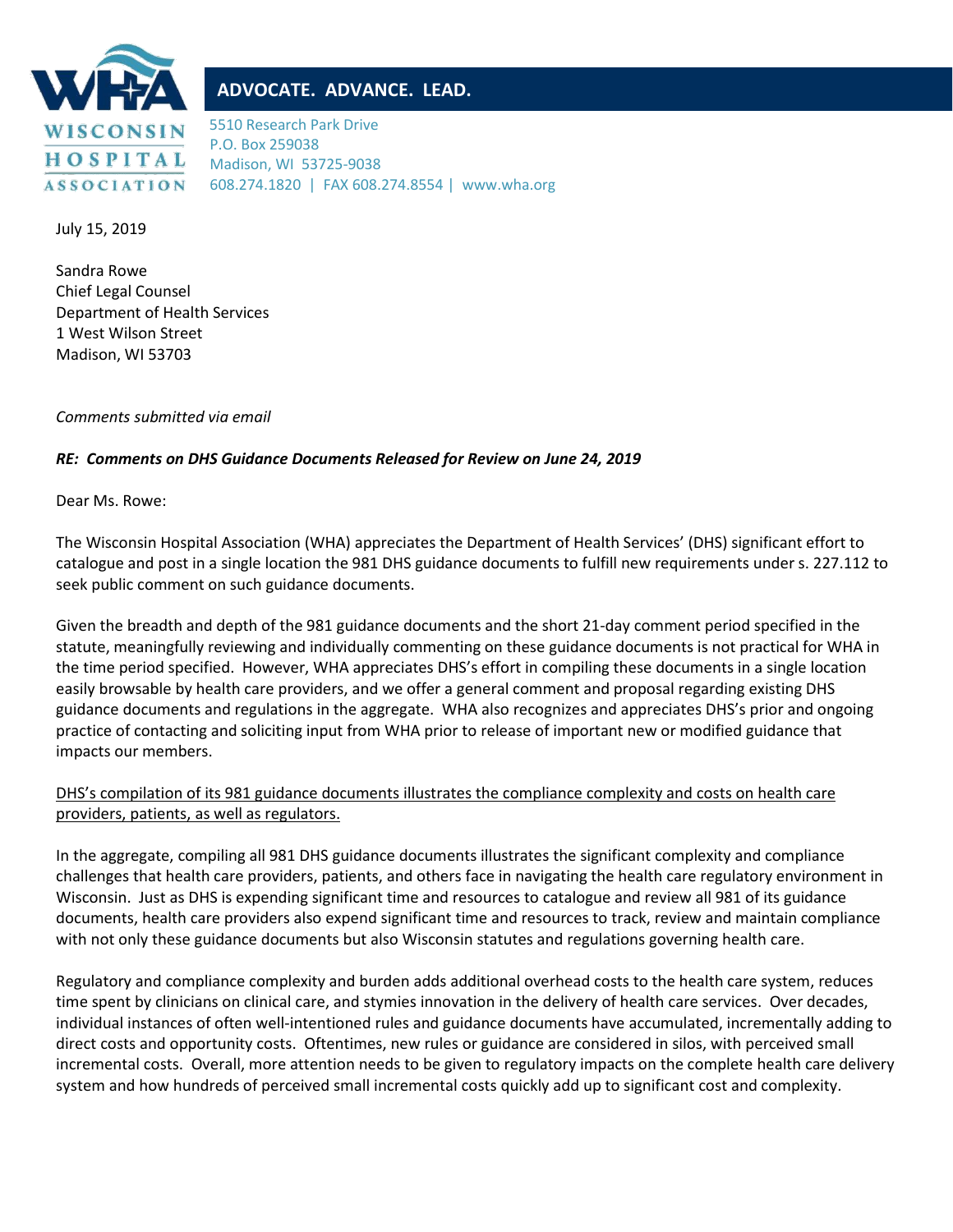**WISCONSIN HOSPITAL ASSOCIATION**

**ADVOCATE. ADVANCE. LEAD.**

5510 Research Park Drive
P.O. Box 259038
Madison, WI 53725-9038
608.274.1820 | FAX 608.274.8554 | www.wha.org

July 15, 2019

Sandra Rowe
Chief Legal Counsel
Department of Health Services
1 West Wilson Street
Madison, WI 53703

*Comments submitted via email*

***RE: Comments on DHS Guidance Documents Released for Review on June 24, 2019***

Dear Ms. Rowe:

The Wisconsin Hospital Association (WHA) appreciates the Department of Health Services' (DHS) significant effort to catalogue and post in a single location the 981 DHS guidance documents to fulfill new requirements under s. 227.112 to seek public comment on such guidance documents.

Given the breadth and depth of the 981 guidance documents and the short 21-day comment period specified in the statute, meaningfully reviewing and individually commenting on these guidance documents is not practical for WHA in the time period specified. However, WHA appreciates DHS's effort in compiling these documents in a single location easily browsable by health care providers, and we offer a general comment and proposal regarding existing DHS guidance documents and regulations in the aggregate. WHA also recognizes and appreciates DHS's prior and ongoing practice of contacting and soliciting input from WHA prior to release of important new or modified guidance that impacts our members.

<u>DHS's compilation of its 981 guidance documents illustrates the compliance complexity and costs on health care providers, patients, as well as regulators.</u>

In the aggregate, compiling all 981 DHS guidance documents illustrates the significant complexity and compliance challenges that health care providers, patients, and others face in navigating the health care regulatory environment in Wisconsin. Just as DHS is expending significant time and resources to catalogue and review all 981 of its guidance documents, health care providers also expend significant time and resources to track, review and maintain compliance with not only these guidance documents but also Wisconsin statutes and regulations governing health care.

Regulatory and compliance complexity and burden adds additional overhead costs to the health care system, reduces time spent by clinicians on clinical care, and stymies innovation in the delivery of health care services. Over decades, individual instances of often well-intentioned rules and guidance documents have accumulated, incrementally adding to direct costs and opportunity costs. Oftentimes, new rules or guidance are considered in silos, with perceived small incremental costs. Overall, more attention needs to be given to regulatory impacts on the complete health care delivery system and how hundreds of perceived small incremental costs quickly add up to significant cost and complexity.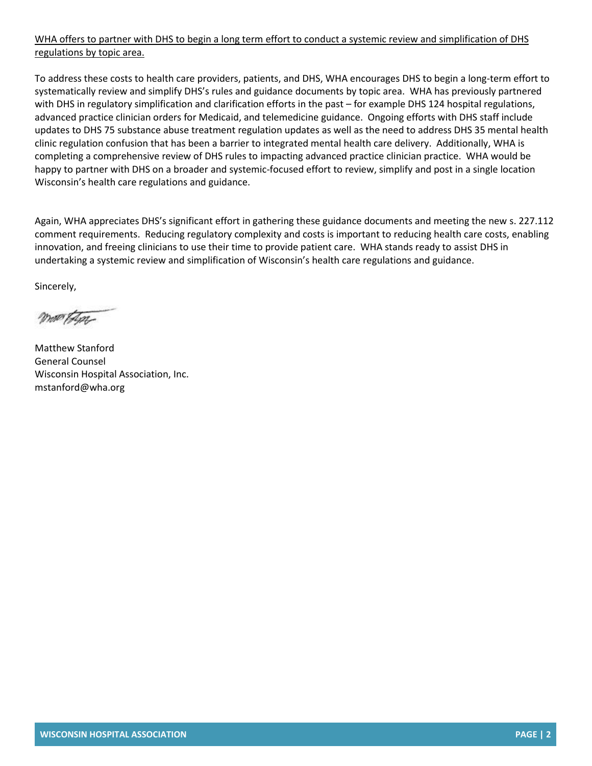<u>WHA offers to partner with DHS to begin a long term effort to conduct a systemic review and simplification of DHS regulations by topic area.</u>

To address these costs to health care providers, patients, and DHS, WHA encourages DHS to begin a long-term effort to systematically review and simplify DHS's rules and guidance documents by topic area. WHA has previously partnered with DHS in regulatory simplification and clarification efforts in the past – for example DHS 124 hospital regulations, advanced practice clinician orders for Medicaid, and telemedicine guidance. Ongoing efforts with DHS staff include updates to DHS 75 substance abuse treatment regulation updates as well as the need to address DHS 35 mental health clinic regulation confusion that has been a barrier to integrated mental health care delivery. Additionally, WHA is completing a comprehensive review of DHS rules to impacting advanced practice clinician practice. WHA would be happy to partner with DHS on a broader and systemic-focused effort to review, simplify and post in a single location Wisconsin's health care regulations and guidance.

Again, WHA appreciates DHS's significant effort in gathering these guidance documents and meeting the new s. 227.112 comment requirements. Reducing regulatory complexity and costs is important to reducing health care costs, enabling innovation, and freeing clinicians to use their time to provide patient care. WHA stands ready to assist DHS in undertaking a systemic review and simplification of Wisconsin's health care regulations and guidance.

Sincerely,

Matthew Stanford
General Counsel
Wisconsin Hospital Association, Inc.
mstanford@wha.org